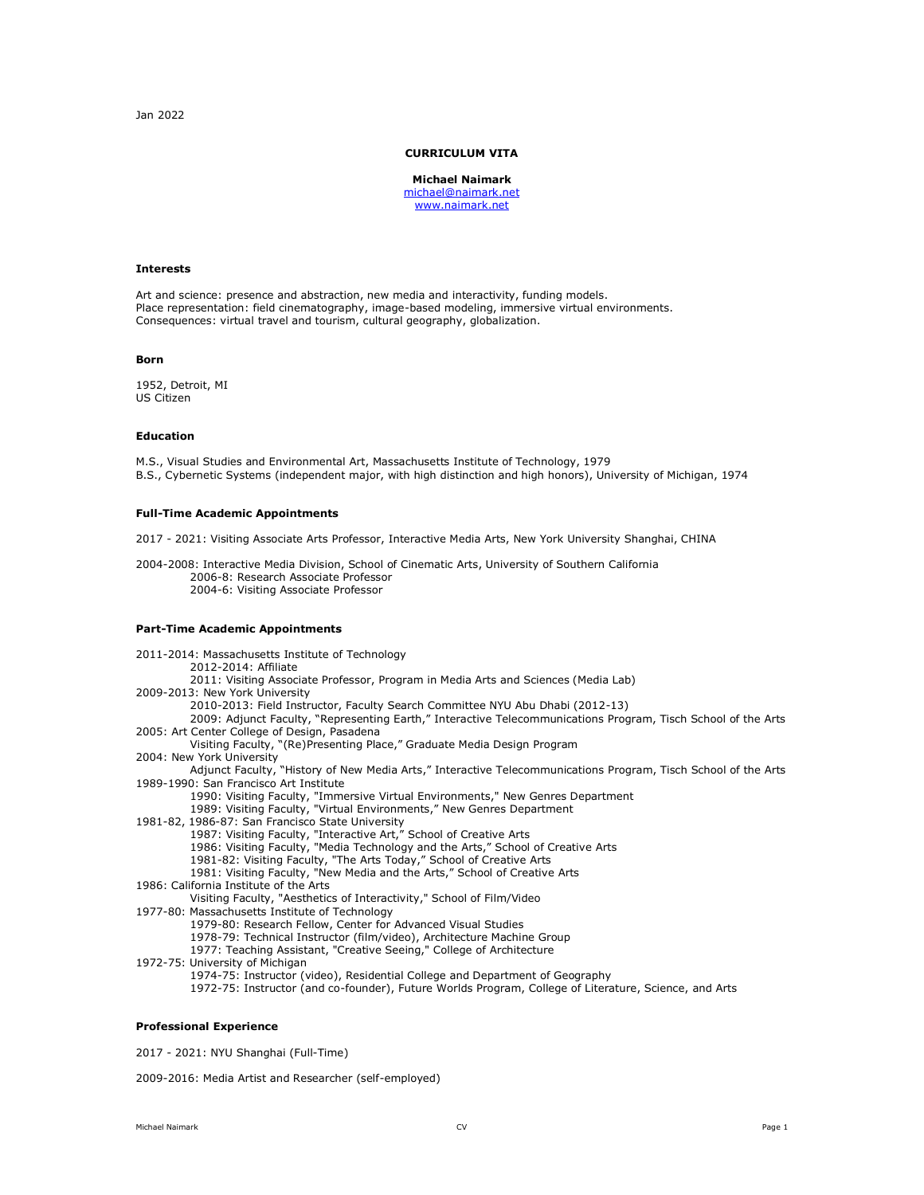Jan 2022

# CURRICULUM VITA

**Michael Naimark**
michael@naimark.net
www.naimark.net

### Interests

Art and science: presence and abstraction, new media and interactivity, funding models.
Place representation: field cinematography, image-based modeling, immersive virtual environments.
Consequences: virtual travel and tourism, cultural geography, globalization.

### Born

1952, Detroit, MI
US Citizen

### Education

M.S., Visual Studies and Environmental Art, Massachusetts Institute of Technology, 1979
B.S., Cybernetic Systems (independent major, with high distinction and high honors), University of Michigan, 1974

### Full-Time Academic Appointments

2017 - 2021: Visiting Associate Arts Professor, Interactive Media Arts, New York University Shanghai, CHINA

2004-2008: Interactive Media Division, School of Cinematic Arts, University of Southern California
- 2006-8: Research Associate Professor
- 2004-6: Visiting Associate Professor

### Part-Time Academic Appointments

2011-2014: Massachusetts Institute of Technology
- 2012-2014: Affiliate
- 2011: Visiting Associate Professor, Program in Media Arts and Sciences (Media Lab)

2009-2013: New York University
- 2010-2013: Field Instructor, Faculty Search Committee NYU Abu Dhabi (2012-13)
- 2009: Adjunct Faculty, "Representing Earth," Interactive Telecommunications Program, Tisch School of the Arts

2005: Art Center College of Design, Pasadena
- Visiting Faculty, "(Re)Presenting Place," Graduate Media Design Program

2004: New York University
- Adjunct Faculty, "History of New Media Arts," Interactive Telecommunications Program, Tisch School of the Arts

1989-1990: San Francisco Art Institute
- 1990: Visiting Faculty, "Immersive Virtual Environments," New Genres Department
- 1989: Visiting Faculty, "Virtual Environments," New Genres Department

1981-82, 1986-87: San Francisco State University
- 1987: Visiting Faculty, "Interactive Art," School of Creative Arts
- 1986: Visiting Faculty, "Media Technology and the Arts," School of Creative Arts
- 1981-82: Visiting Faculty, "The Arts Today," School of Creative Arts
- 1981: Visiting Faculty, "New Media and the Arts," School of Creative Arts

1986: California Institute of the Arts
- Visiting Faculty, "Aesthetics of Interactivity," School of Film/Video

1977-80: Massachusetts Institute of Technology
- 1979-80: Research Fellow, Center for Advanced Visual Studies
- 1978-79: Technical Instructor (film/video), Architecture Machine Group
- 1977: Teaching Assistant, "Creative Seeing," College of Architecture

1972-75: University of Michigan
- 1974-75: Instructor (video), Residential College and Department of Geography
- 1972-75: Instructor (and co-founder), Future Worlds Program, College of Literature, Science, and Arts

### Professional Experience

2017 - 2021: NYU Shanghai (Full-Time)

2009-2016: Media Artist and Researcher (self-employed)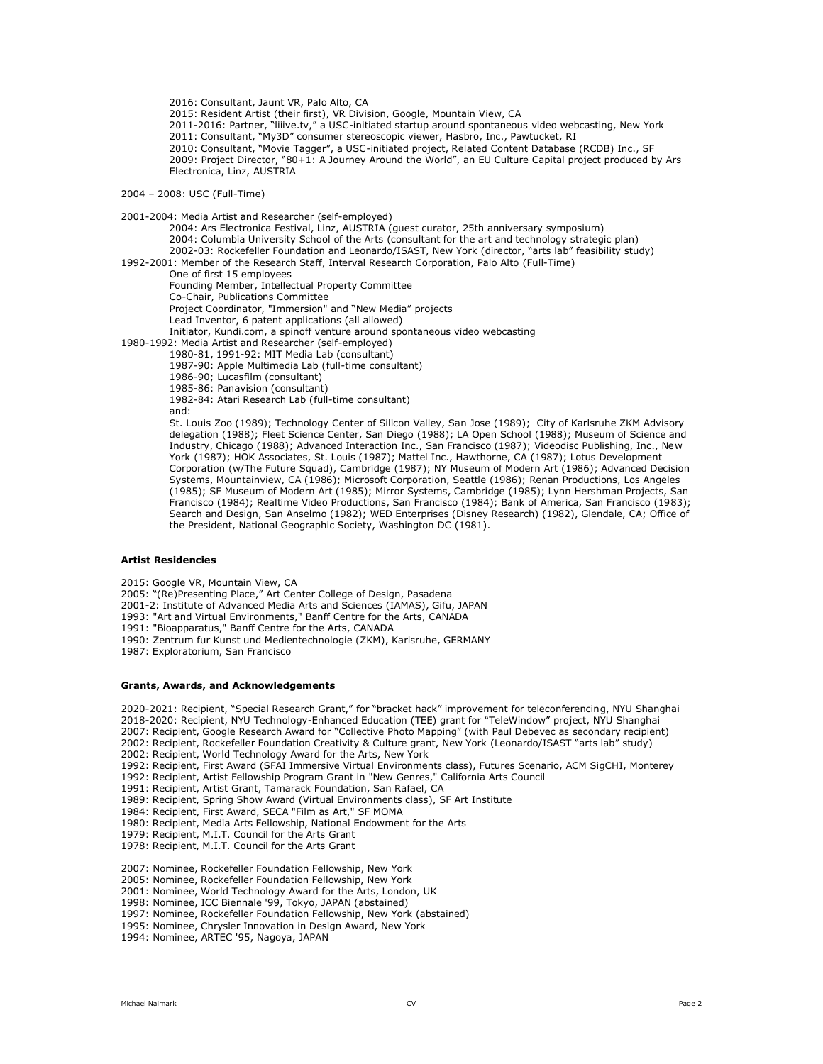2016: Consultant, Jaunt VR, Palo Alto, CA
2015: Resident Artist (their first), VR Division, Google, Mountain View, CA
2011-2016: Partner, "liiive.tv," a USC-initiated startup around spontaneous video webcasting, New York
2011: Consultant, "My3D" consumer stereoscopic viewer, Hasbro, Inc., Pawtucket, RI
2010: Consultant, "Movie Tagger", a USC-initiated project, Related Content Database (RCDB) Inc., SF
2009: Project Director, "80+1: A Journey Around the World", an EU Culture Capital project produced by Ars Electronica, Linz, AUSTRIA

2004 – 2008: USC (Full-Time)

2001-2004: Media Artist and Researcher (self-employed)
- 2004: Ars Electronica Festival, Linz, AUSTRIA (guest curator, 25th anniversary symposium)
- 2004: Columbia University School of the Arts (consultant for the art and technology strategic plan)
- 2002-03: Rockefeller Foundation and Leonardo/ISAST, New York (director, "arts lab" feasibility study)

1992-2001: Member of the Research Staff, Interval Research Corporation, Palo Alto (Full-Time)
- One of first 15 employees
- Founding Member, Intellectual Property Committee
- Co-Chair, Publications Committee
- Project Coordinator, "Immersion" and "New Media" projects
- Lead Inventor, 6 patent applications (all allowed)
- Initiator, Kundi.com, a spinoff venture around spontaneous video webcasting

1980-1992: Media Artist and Researcher (self-employed)
- 1980-81, 1991-92: MIT Media Lab (consultant)
- 1987-90: Apple Multimedia Lab (full-time consultant)
- 1986-90; Lucasfilm (consultant)
- 1985-86: Panavision (consultant)
- 1982-84: Atari Research Lab (full-time consultant)
- and:

  St. Louis Zoo (1989); Technology Center of Silicon Valley, San Jose (1989); City of Karlsruhe ZKM Advisory delegation (1988); Fleet Science Center, San Diego (1988); LA Open School (1988); Museum of Science and Industry, Chicago (1988); Advanced Interaction Inc., San Francisco (1987); Videodisc Publishing, Inc., New York (1987); HOK Associates, St. Louis (1987); Mattel Inc., Hawthorne, CA (1987); Lotus Development Corporation (w/The Future Squad), Cambridge (1987); NY Museum of Modern Art (1986); Advanced Decision Systems, Mountainview, CA (1986); Microsoft Corporation, Seattle (1986); Renan Productions, Los Angeles (1985); SF Museum of Modern Art (1985); Mirror Systems, Cambridge (1985); Lynn Hershman Projects, San Francisco (1984); Realtime Video Productions, San Francisco (1984); Bank of America, San Francisco (1983); Search and Design, San Anselmo (1982); WED Enterprises (Disney Research) (1982), Glendale, CA; Office of the President, National Geographic Society, Washington DC (1981).

**Artist Residencies**

2015: Google VR, Mountain View, CA
2005: "(Re)Presenting Place," Art Center College of Design, Pasadena
2001-2: Institute of Advanced Media Arts and Sciences (IAMAS), Gifu, JAPAN
1993: "Art and Virtual Environments," Banff Centre for the Arts, CANADA
1991: "Bioapparatus," Banff Centre for the Arts, CANADA
1990: Zentrum fur Kunst und Medientechnologie (ZKM), Karlsruhe, GERMANY
1987: Exploratorium, San Francisco

**Grants, Awards, and Acknowledgements**

2020-2021: Recipient, "Special Research Grant," for "bracket hack" improvement for teleconferencing, NYU Shanghai
2018-2020: Recipient, NYU Technology-Enhanced Education (TEE) grant for "TeleWindow" project, NYU Shanghai
2007: Recipient, Google Research Award for "Collective Photo Mapping" (with Paul Debevec as secondary recipient)
2002: Recipient, Rockefeller Foundation Creativity & Culture grant, New York (Leonardo/ISAST "arts lab" study)
2002: Recipient, World Technology Award for the Arts, New York
1992: Recipient, First Award (SFAI Immersive Virtual Environments class), Futures Scenario, ACM SigCHI, Monterey
1992: Recipient, Artist Fellowship Program Grant in "New Genres," California Arts Council
1991: Recipient, Artist Grant, Tamarack Foundation, San Rafael, CA
1989: Recipient, Spring Show Award (Virtual Environments class), SF Art Institute
1984: Recipient, First Award, SECA "Film as Art," SF MOMA
1980: Recipient, Media Arts Fellowship, National Endowment for the Arts
1979: Recipient, M.I.T. Council for the Arts Grant
1978: Recipient, M.I.T. Council for the Arts Grant

2007: Nominee, Rockefeller Foundation Fellowship, New York
2005: Nominee, Rockefeller Foundation Fellowship, New York
2001: Nominee, World Technology Award for the Arts, London, UK
1998: Nominee, ICC Biennale '99, Tokyo, JAPAN (abstained)
1997: Nominee, Rockefeller Foundation Fellowship, New York (abstained)
1995: Nominee, Chrysler Innovation in Design Award, New York
1994: Nominee, ARTEC '95, Nagoya, JAPAN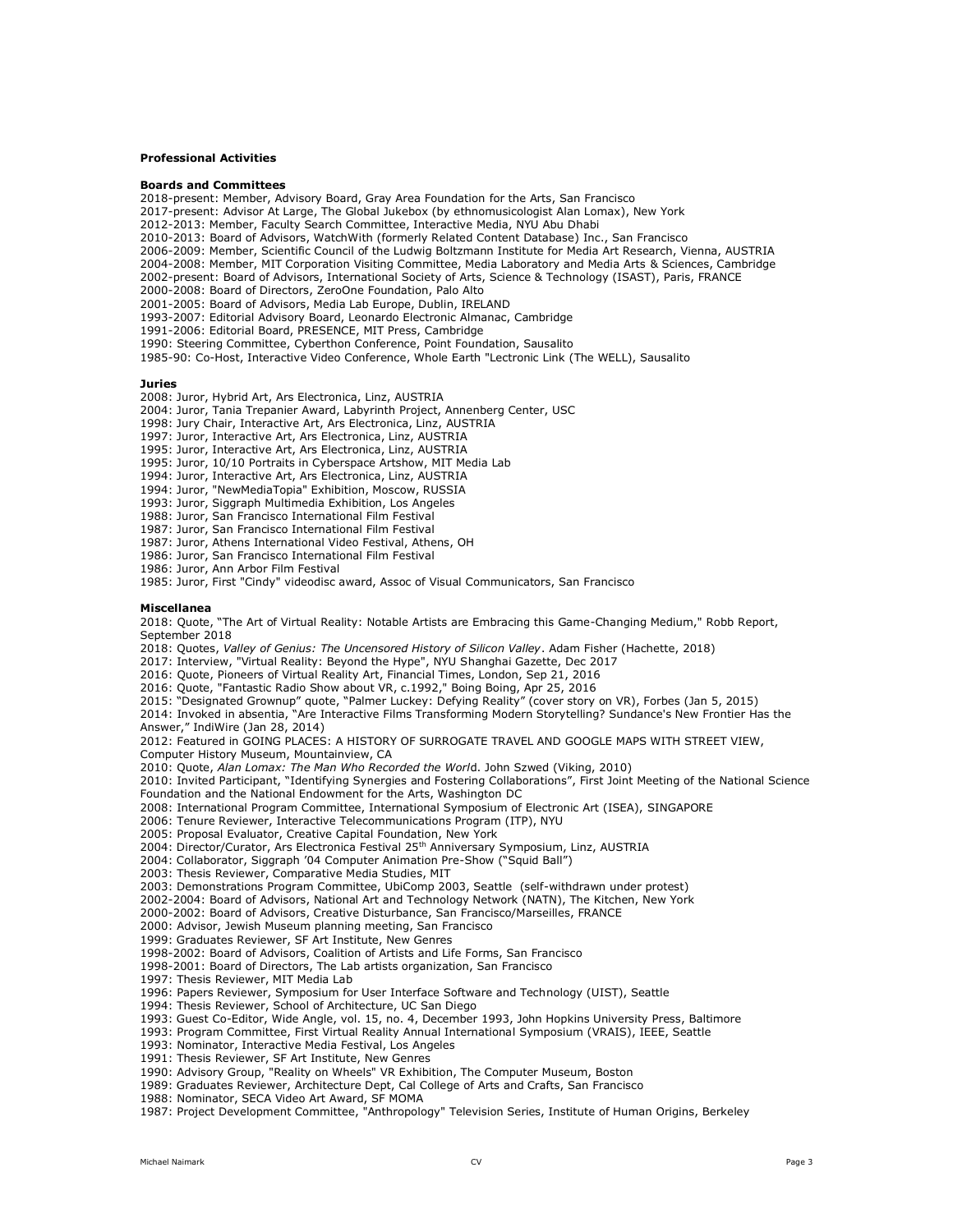**Professional Activities**

**Boards and Committees**

2018-present: Member, Advisory Board, Gray Area Foundation for the Arts, San Francisco
2017-present: Advisor At Large, The Global Jukebox (by ethnomusicologist Alan Lomax), New York
2012-2013: Member, Faculty Search Committee, Interactive Media, NYU Abu Dhabi
2010-2013: Board of Advisors, WatchWith (formerly Related Content Database) Inc., San Francisco
2006-2009: Member, Scientific Council of the Ludwig Boltzmann Institute for Media Art Research, Vienna, AUSTRIA
2004-2008: Member, MIT Corporation Visiting Committee, Media Laboratory and Media Arts & Sciences, Cambridge
2002-present: Board of Advisors, International Society of Arts, Science & Technology (ISAST), Paris, FRANCE
2000-2008: Board of Directors, ZeroOne Foundation, Palo Alto
2001-2005: Board of Advisors, Media Lab Europe, Dublin, IRELAND
1993-2007: Editorial Advisory Board, Leonardo Electronic Almanac, Cambridge
1991-2006: Editorial Board, PRESENCE, MIT Press, Cambridge
1990: Steering Committee, Cyberthon Conference, Point Foundation, Sausalito
1985-90: Co-Host, Interactive Video Conference, Whole Earth "Lectronic Link (The WELL), Sausalito

**Juries**

2008: Juror, Hybrid Art, Ars Electronica, Linz, AUSTRIA
2004: Juror, Tania Trepanier Award, Labyrinth Project, Annenberg Center, USC
1998: Jury Chair, Interactive Art, Ars Electronica, Linz, AUSTRIA
1997: Juror, Interactive Art, Ars Electronica, Linz, AUSTRIA
1995: Juror, Interactive Art, Ars Electronica, Linz, AUSTRIA
1995: Juror, 10/10 Portraits in Cyberspace Artshow, MIT Media Lab
1994: Juror, Interactive Art, Ars Electronica, Linz, AUSTRIA
1994: Juror, "NewMediaTopia" Exhibition, Moscow, RUSSIA
1993: Juror, Siggraph Multimedia Exhibition, Los Angeles
1988: Juror, San Francisco International Film Festival
1987: Juror, San Francisco International Film Festival
1987: Juror, Athens International Video Festival, Athens, OH
1986: Juror, San Francisco International Film Festival
1986: Juror, Ann Arbor Film Festival
1985: Juror, First "Cindy" videodisc award, Assoc of Visual Communicators, San Francisco

**Miscellanea**

2018: Quote, "The Art of Virtual Reality: Notable Artists are Embracing this Game-Changing Medium," Robb Report, September 2018
2018: Quotes, *Valley of Genius: The Uncensored History of Silicon Valley*. Adam Fisher (Hachette, 2018)
2017: Interview, "Virtual Reality: Beyond the Hype", NYU Shanghai Gazette, Dec 2017
2016: Quote, Pioneers of Virtual Reality Art, Financial Times, London, Sep 21, 2016
2016: Quote, "Fantastic Radio Show about VR, c.1992," Boing Boing, Apr 25, 2016
2015: "Designated Grownup" quote, "Palmer Luckey: Defying Reality" (cover story on VR), Forbes (Jan 5, 2015)
2014: Invoked in absentia, "Are Interactive Films Transforming Modern Storytelling? Sundance's New Frontier Has the Answer," IndiWire (Jan 28, 2014)
2012: Featured in GOING PLACES: A HISTORY OF SURROGATE TRAVEL AND GOOGLE MAPS WITH STREET VIEW, Computer History Museum, Mountainview, CA
2010: Quote, *Alan Lomax: The Man Who Recorded the World*. John Szwed (Viking, 2010)
2010: Invited Participant, "Identifying Synergies and Fostering Collaborations", First Joint Meeting of the National Science Foundation and the National Endowment for the Arts, Washington DC
2008: International Program Committee, International Symposium of Electronic Art (ISEA), SINGAPORE
2006: Tenure Reviewer, Interactive Telecommunications Program (ITP), NYU
2005: Proposal Evaluator, Creative Capital Foundation, New York
2004: Director/Curator, Ars Electronica Festival 25th Anniversary Symposium, Linz, AUSTRIA
2004: Collaborator, Siggraph '04 Computer Animation Pre-Show ("Squid Ball")
2003: Thesis Reviewer, Comparative Media Studies, MIT
2003: Demonstrations Program Committee, UbiComp 2003, Seattle (self-withdrawn under protest)
2002-2004: Board of Advisors, National Art and Technology Network (NATN), The Kitchen, New York
2000-2002: Board of Advisors, Creative Disturbance, San Francisco/Marseilles, FRANCE
2000: Advisor, Jewish Museum planning meeting, San Francisco
1999: Graduates Reviewer, SF Art Institute, New Genres
1998-2002: Board of Advisors, Coalition of Artists and Life Forms, San Francisco
1998-2001: Board of Directors, The Lab artists organization, San Francisco
1997: Thesis Reviewer, MIT Media Lab
1996: Papers Reviewer, Symposium for User Interface Software and Technology (UIST), Seattle
1994: Thesis Reviewer, School of Architecture, UC San Diego
1993: Guest Co-Editor, Wide Angle, vol. 15, no. 4, December 1993, John Hopkins University Press, Baltimore
1993: Program Committee, First Virtual Reality Annual International Symposium (VRAIS), IEEE, Seattle
1993: Nominator, Interactive Media Festival, Los Angeles
1991: Thesis Reviewer, SF Art Institute, New Genres
1990: Advisory Group, "Reality on Wheels" VR Exhibition, The Computer Museum, Boston
1989: Graduates Reviewer, Architecture Dept, Cal College of Arts and Crafts, San Francisco
1988: Nominator, SECA Video Art Award, SF MOMA
1987: Project Development Committee, "Anthropology" Television Series, Institute of Human Origins, Berkeley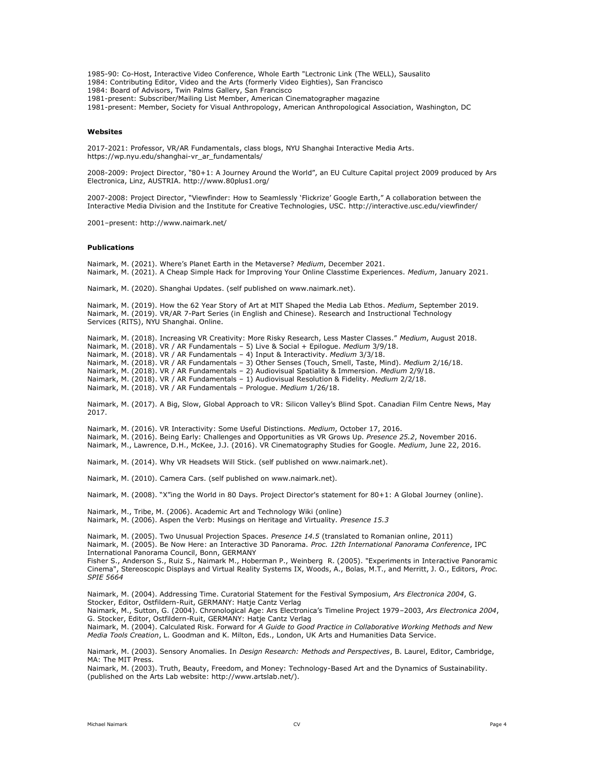1985-90: Co-Host, Interactive Video Conference, Whole Earth "Lectronic Link (The WELL), Sausalito
1984: Contributing Editor, Video and the Arts (formerly Video Eighties), San Francisco
1984: Board of Advisors, Twin Palms Gallery, San Francisco
1981-present: Subscriber/Mailing List Member, American Cinematographer magazine
1981-present: Member, Society for Visual Anthropology, American Anthropological Association, Washington, DC

**Websites**

2017-2021: Professor, VR/AR Fundamentals, class blogs, NYU Shanghai Interactive Media Arts. https://wp.nyu.edu/shanghai-vr_ar_fundamentals/

2008-2009: Project Director, "80+1: A Journey Around the World", an EU Culture Capital project 2009 produced by Ars Electronica, Linz, AUSTRIA. http://www.80plus1.org/

2007-2008: Project Director, "Viewfinder: How to Seamlessly 'Flickrize' Google Earth," A collaboration between the Interactive Media Division and the Institute for Creative Technologies, USC. http://interactive.usc.edu/viewfinder/

2001–present: http://www.naimark.net/

**Publications**

Naimark, M. (2021). Where's Planet Earth in the Metaverse? *Medium*, December 2021.
Naimark, M. (2021). A Cheap Simple Hack for Improving Your Online Classtime Experiences. *Medium*, January 2021.

Naimark, M. (2020). Shanghai Updates. (self published on www.naimark.net).

Naimark, M. (2019). How the 62 Year Story of Art at MIT Shaped the Media Lab Ethos. *Medium*, September 2019.
Naimark, M. (2019). VR/AR 7-Part Series (in English and Chinese). Research and Instructional Technology Services (RITS), NYU Shanghai. Online.

Naimark, M. (2018). Increasing VR Creativity: More Risky Research, Less Master Classes." *Medium*, August 2018.
Naimark, M. (2018). VR / AR Fundamentals – 5) Live & Social + Epilogue. *Medium* 3/9/18.
Naimark, M. (2018). VR / AR Fundamentals – 4) Input & Interactivity. *Medium* 3/3/18.
Naimark, M. (2018). VR / AR Fundamentals – 3) Other Senses (Touch, Smell, Taste, Mind). *Medium* 2/16/18.
Naimark, M. (2018). VR / AR Fundamentals – 2) Audiovisual Spatiality & Immersion. *Medium* 2/9/18.
Naimark, M. (2018). VR / AR Fundamentals – 1) Audiovisual Resolution & Fidelity. *Medium* 2/2/18.
Naimark, M. (2018). VR / AR Fundamentals – Prologue. *Medium* 1/26/18.

Naimark, M. (2017). A Big, Slow, Global Approach to VR: Silicon Valley's Blind Spot. Canadian Film Centre News, May 2017.

Naimark, M. (2016). VR Interactivity: Some Useful Distinctions. *Medium*, October 17, 2016.
Naimark, M. (2016). Being Early: Challenges and Opportunities as VR Grows Up. *Presence 25.2*, November 2016.
Naimark, M., Lawrence, D.H., McKee, J.J. (2016). VR Cinematography Studies for Google. *Medium*, June 22, 2016.

Naimark, M. (2014). Why VR Headsets Will Stick. (self published on www.naimark.net).

Naimark, M. (2010). Camera Cars. (self published on www.naimark.net).

Naimark, M. (2008). "X"ing the World in 80 Days. Project Director's statement for 80+1: A Global Journey (online).

Naimark, M., Tribe, M. (2006). Academic Art and Technology Wiki (online)
Naimark, M. (2006). Aspen the Verb: Musings on Heritage and Virtuality. *Presence 15.3*

Naimark, M. (2005). Two Unusual Projection Spaces. *Presence 14.5* (translated to Romanian online, 2011)
Naimark, M. (2005). Be Now Here: an Interactive 3D Panorama. *Proc. 12th International Panorama Conference*, IPC International Panorama Council, Bonn, GERMANY
Fisher S., Anderson S., Ruiz S., Naimark M., Hoberman P., Weinberg R. (2005). "Experiments in Interactive Panoramic Cinema", Stereoscopic Displays and Virtual Reality Systems IX, Woods, A., Bolas, M.T., and Merritt, J. O., Editors, *Proc. SPIE 5664*

Naimark, M. (2004). Addressing Time. Curatorial Statement for the Festival Symposium, *Ars Electronica 2004*, G. Stocker, Editor, Ostfildern-Ruit, GERMANY: Hatje Cantz Verlag
Naimark, M., Sutton, G. (2004). Chronological Age: Ars Electronica's Timeline Project 1979–2003, *Ars Electronica 2004*, G. Stocker, Editor, Ostfildern-Ruit, GERMANY: Hatje Cantz Verlag
Naimark, M. (2004). Calculated Risk. Forward for *A Guide to Good Practice in Collaborative Working Methods and New Media Tools Creation*, L. Goodman and K. Milton, Eds., London, UK Arts and Humanities Data Service.

Naimark, M. (2003). Sensory Anomalies. In *Design Research: Methods and Perspectives*, B. Laurel, Editor, Cambridge, MA: The MIT Press.
Naimark, M. (2003). Truth, Beauty, Freedom, and Money: Technology-Based Art and the Dynamics of Sustainability. (published on the Arts Lab website: http://www.artslab.net/).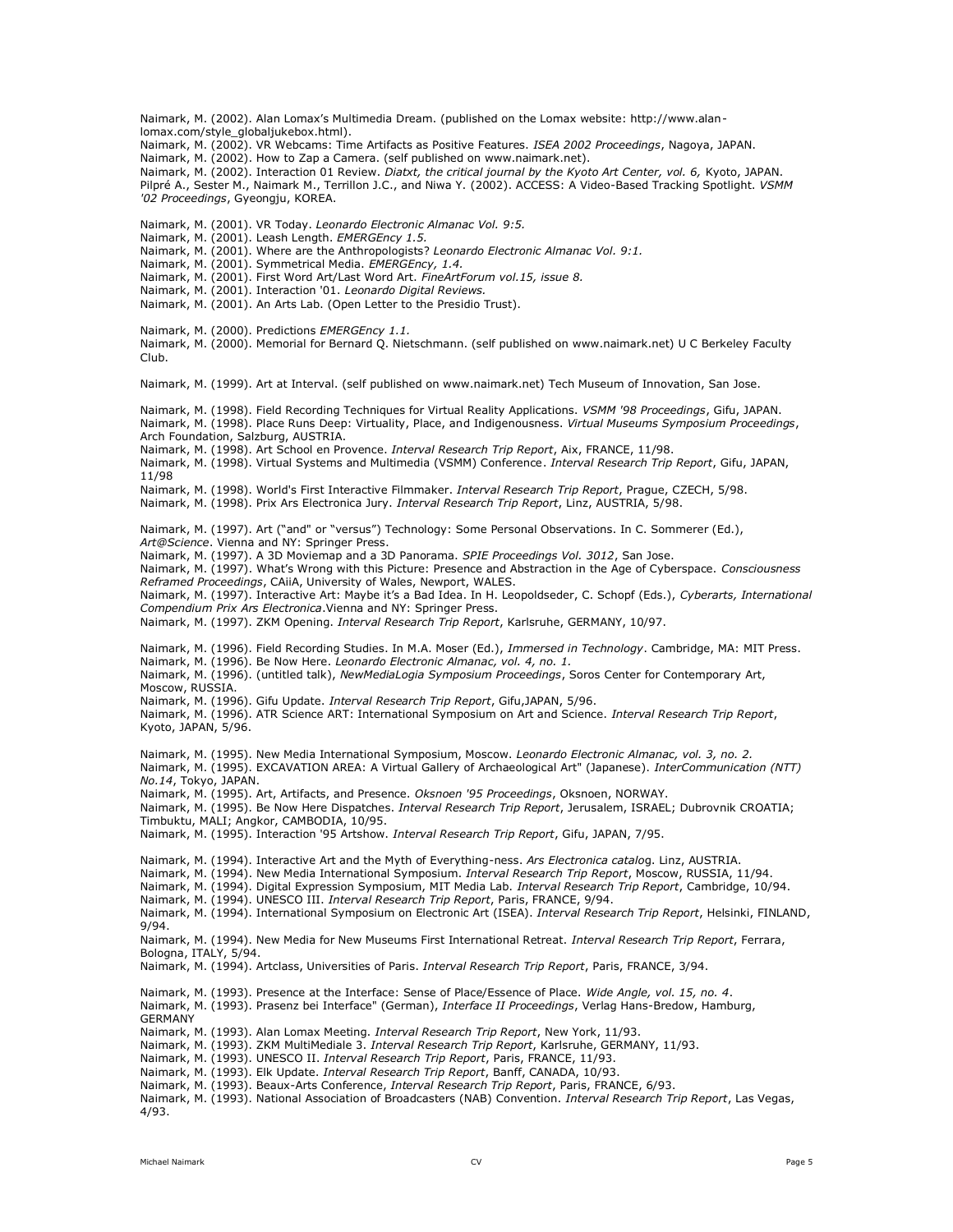Naimark, M. (2002). Alan Lomax's Multimedia Dream. (published on the Lomax website: http://www.alan-lomax.com/style_globaljukebox.html).
Naimark, M. (2002). VR Webcams: Time Artifacts as Positive Features. *ISEA 2002 Proceedings*, Nagoya, JAPAN.
Naimark, M. (2002). How to Zap a Camera. (self published on www.naimark.net).
Naimark, M. (2002). Interaction 01 Review. *Diatxt, the critical journal by the Kyoto Art Center, vol. 6,* Kyoto, JAPAN.
Pilpré A., Sester M., Naimark M., Terrillon J.C., and Niwa Y. (2002). ACCESS: A Video-Based Tracking Spotlight. *VSMM '02 Proceedings*, Gyeongju, KOREA.

Naimark, M. (2001). VR Today. *Leonardo Electronic Almanac Vol. 9:5.*
Naimark, M. (2001). Leash Length. *EMERGEncy 1.5.*
Naimark, M. (2001). Where are the Anthropologists? *Leonardo Electronic Almanac Vol. 9:1.*
Naimark, M. (2001). Symmetrical Media. *EMERGEncy, 1.4.*
Naimark, M. (2001). First Word Art/Last Word Art. *FineArtForum vol.15, issue 8.*
Naimark, M. (2001). Interaction '01. *Leonardo Digital Reviews.*
Naimark, M. (2001). An Arts Lab. (Open Letter to the Presidio Trust).

Naimark, M. (2000). Predictions *EMERGEncy 1.1.*
Naimark, M. (2000). Memorial for Bernard Q. Nietschmann. (self published on www.naimark.net) U C Berkeley Faculty Club.

Naimark, M. (1999). Art at Interval. (self published on www.naimark.net) Tech Museum of Innovation, San Jose.

Naimark, M. (1998). Field Recording Techniques for Virtual Reality Applications. *VSMM '98 Proceedings*, Gifu, JAPAN.
Naimark, M. (1998). Place Runs Deep: Virtuality, Place, and Indigenousness. *Virtual Museums Symposium Proceedings*, Arch Foundation, Salzburg, AUSTRIA.
Naimark, M. (1998). Art School en Provence. *Interval Research Trip Report*, Aix, FRANCE, 11/98.
Naimark, M. (1998). Virtual Systems and Multimedia (VSMM) Conference. *Interval Research Trip Report*, Gifu, JAPAN, 11/98
Naimark, M. (1998). World's First Interactive Filmmaker. *Interval Research Trip Report*, Prague, CZECH, 5/98.
Naimark, M. (1998). Prix Ars Electronica Jury. *Interval Research Trip Report*, Linz, AUSTRIA, 5/98.

Naimark, M. (1997). Art ("and" or "versus") Technology: Some Personal Observations. In C. Sommerer (Ed.), *Art@Science*. Vienna and NY: Springer Press.
Naimark, M. (1997). A 3D Moviemap and a 3D Panorama. *SPIE Proceedings Vol. 3012*, San Jose.
Naimark, M. (1997). What's Wrong with this Picture: Presence and Abstraction in the Age of Cyberspace. *Consciousness Reframed Proceedings*, CAiiA, University of Wales, Newport, WALES.
Naimark, M. (1997). Interactive Art: Maybe it's a Bad Idea. In H. Leopoldseder, C. Schopf (Eds.), *Cyberarts, International Compendium Prix Ars Electronica*.Vienna and NY: Springer Press.
Naimark, M. (1997). ZKM Opening. *Interval Research Trip Report*, Karlsruhe, GERMANY, 10/97.

Naimark, M. (1996). Field Recording Studies. In M.A. Moser (Ed.), *Immersed in Technology*. Cambridge, MA: MIT Press.
Naimark, M. (1996). Be Now Here. *Leonardo Electronic Almanac, vol. 4, no. 1.*
Naimark, M. (1996). (untitled talk), *NewMediaLogia Symposium Proceedings*, Soros Center for Contemporary Art, Moscow, RUSSIA.
Naimark, M. (1996). Gifu Update. *Interval Research Trip Report*, Gifu,JAPAN, 5/96.
Naimark, M. (1996). ATR Science ART: International Symposium on Art and Science. *Interval Research Trip Report*, Kyoto, JAPAN, 5/96.

Naimark, M. (1995). New Media International Symposium, Moscow. *Leonardo Electronic Almanac, vol. 3, no. 2.*
Naimark, M. (1995). EXCAVATION AREA: A Virtual Gallery of Archaeological Art" (Japanese). *InterCommunication (NTT) No.14*, Tokyo, JAPAN.
Naimark, M. (1995). Art, Artifacts, and Presence. *Oksnoen '95 Proceedings*, Oksnoen, NORWAY.
Naimark, M. (1995). Be Now Here Dispatches. *Interval Research Trip Report*, Jerusalem, ISRAEL; Dubrovnik CROATIA; Timbuktu, MALI; Angkor, CAMBODIA, 10/95.
Naimark, M. (1995). Interaction '95 Artshow. *Interval Research Trip Report*, Gifu, JAPAN, 7/95.

Naimark, M. (1994). Interactive Art and the Myth of Everything-ness. *Ars Electronica catalog.* Linz, AUSTRIA.
Naimark, M. (1994). New Media International Symposium. *Interval Research Trip Report*, Moscow, RUSSIA, 11/94.
Naimark, M. (1994). Digital Expression Symposium, MIT Media Lab. *Interval Research Trip Report*, Cambridge, 10/94.
Naimark, M. (1994). UNESCO III. *Interval Research Trip Report*, Paris, FRANCE, 9/94.
Naimark, M. (1994). International Symposium on Electronic Art (ISEA). *Interval Research Trip Report*, Helsinki, FINLAND, 9/94.
Naimark, M. (1994). New Media for New Museums First International Retreat. *Interval Research Trip Report*, Ferrara, Bologna, ITALY, 5/94.
Naimark, M. (1994). Artclass, Universities of Paris. *Interval Research Trip Report*, Paris, FRANCE, 3/94.

Naimark, M. (1993). Presence at the Interface: Sense of Place/Essence of Place. *Wide Angle, vol. 15, no. 4*.
Naimark, M. (1993). Prasenz bei Interface" (German), *Interface II Proceedings*, Verlag Hans-Bredow, Hamburg, GERMANY
Naimark, M. (1993). Alan Lomax Meeting. *Interval Research Trip Report*, New York, 11/93.
Naimark, M. (1993). ZKM MultiMediale 3. *Interval Research Trip Report*, Karlsruhe, GERMANY, 11/93.
Naimark, M. (1993). UNESCO II. *Interval Research Trip Report*, Paris, FRANCE, 11/93.
Naimark, M. (1993). Elk Update. *Interval Research Trip Report*, Banff, CANADA, 10/93.
Naimark, M. (1993). Beaux-Arts Conference, *Interval Research Trip Report*, Paris, FRANCE, 6/93.
Naimark, M. (1993). National Association of Broadcasters (NAB) Convention. *Interval Research Trip Report*, Las Vegas, 4/93.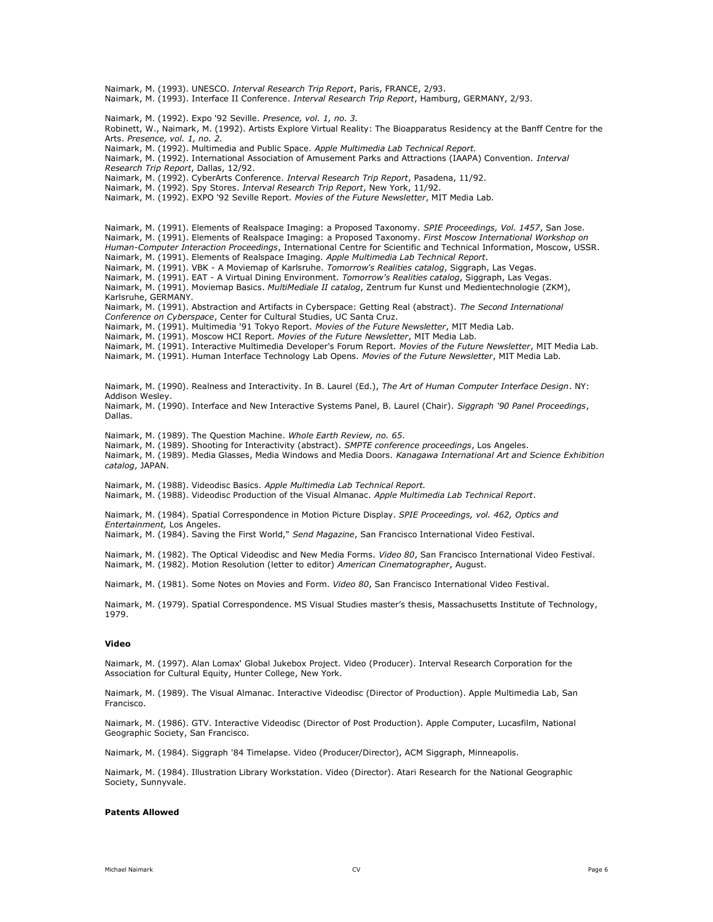Naimark, M. (1993). UNESCO. *Interval Research Trip Report*, Paris, FRANCE, 2/93.
Naimark, M. (1993). Interface II Conference. *Interval Research Trip Report*, Hamburg, GERMANY, 2/93.

Naimark, M. (1992). Expo '92 Seville. *Presence, vol. 1, no. 3.*
Robinett, W., Naimark, M. (1992). Artists Explore Virtual Reality: The Bioapparatus Residency at the Banff Centre for the Arts. *Presence, vol. 1, no. 2.*
Naimark, M. (1992). Multimedia and Public Space. *Apple Multimedia Lab Technical Report.*
Naimark, M. (1992). International Association of Amusement Parks and Attractions (IAAPA) Convention. *Interval Research Trip Report*, Dallas, 12/92.
Naimark, M. (1992). CyberArts Conference. *Interval Research Trip Report*, Pasadena, 11/92.
Naimark, M. (1992). Spy Stores. *Interval Research Trip Report*, New York, 11/92.
Naimark, M. (1992). EXPO '92 Seville Report. *Movies of the Future Newsletter*, MIT Media Lab.

Naimark, M. (1991). Elements of Realspace Imaging: a Proposed Taxonomy. *SPIE Proceedings, Vol. 1457*, San Jose.
Naimark, M. (1991). Elements of Realspace Imaging: a Proposed Taxonomy. *First Moscow International Workshop on Human-Computer Interaction Proceedings*, International Centre for Scientific and Technical Information, Moscow, USSR.
Naimark, M. (1991). Elements of Realspace Imaging. *Apple Multimedia Lab Technical Report*.
Naimark, M. (1991). VBK - A Moviemap of Karlsruhe. *Tomorrow's Realities catalog*, Siggraph, Las Vegas.
Naimark, M. (1991). EAT - A Virtual Dining Environment. *Tomorrow's Realities catalog*, Siggraph, Las Vegas.
Naimark, M. (1991). Moviemap Basics. *MultiMediale II catalog*, Zentrum fur Kunst und Medientechnologie (ZKM), Karlsruhe, GERMANY.
Naimark, M. (1991). Abstraction and Artifacts in Cyberspace: Getting Real (abstract). *The Second International Conference on Cyberspace*, Center for Cultural Studies, UC Santa Cruz.
Naimark, M. (1991). Multimedia '91 Tokyo Report. *Movies of the Future Newsletter*, MIT Media Lab.
Naimark, M. (1991). Moscow HCI Report. *Movies of the Future Newsletter*, MIT Media Lab.
Naimark, M. (1991). Interactive Multimedia Developer's Forum Report. *Movies of the Future Newsletter*, MIT Media Lab.
Naimark, M. (1991). Human Interface Technology Lab Opens. *Movies of the Future Newsletter*, MIT Media Lab.

Naimark, M. (1990). Realness and Interactivity. In B. Laurel (Ed.), *The Art of Human Computer Interface Design*. NY: Addison Wesley.
Naimark, M. (1990). Interface and New Interactive Systems Panel, B. Laurel (Chair). *Siggraph '90 Panel Proceedings*, Dallas.

Naimark, M. (1989). The Question Machine. *Whole Earth Review, no. 65*.
Naimark, M. (1989). Shooting for Interactivity (abstract). *SMPTE conference proceedings*, Los Angeles.
Naimark, M. (1989). Media Glasses, Media Windows and Media Doors. *Kanagawa International Art and Science Exhibition catalog*, JAPAN.

Naimark, M. (1988). Videodisc Basics. *Apple Multimedia Lab Technical Report.*
Naimark, M. (1988). Videodisc Production of the Visual Almanac. *Apple Multimedia Lab Technical Report*.

Naimark, M. (1984). Spatial Correspondence in Motion Picture Display. *SPIE Proceedings, vol. 462, Optics and Entertainment,* Los Angeles.
Naimark, M. (1984). Saving the First World," *Send Magazine*, San Francisco International Video Festival.

Naimark, M. (1982). The Optical Videodisc and New Media Forms. *Video 80*, San Francisco International Video Festival.
Naimark, M. (1982). Motion Resolution (letter to editor) *American Cinematographer*, August.

Naimark, M. (1981). Some Notes on Movies and Form. *Video 80*, San Francisco International Video Festival.

Naimark, M. (1979). Spatial Correspondence. MS Visual Studies master's thesis, Massachusetts Institute of Technology, 1979.

**Video**

Naimark, M. (1997). Alan Lomax' Global Jukebox Project. Video (Producer). Interval Research Corporation for the Association for Cultural Equity, Hunter College, New York.

Naimark, M. (1989). The Visual Almanac. Interactive Videodisc (Director of Production). Apple Multimedia Lab, San Francisco.

Naimark, M. (1986). GTV. Interactive Videodisc (Director of Post Production). Apple Computer, Lucasfilm, National Geographic Society, San Francisco.

Naimark, M. (1984). Siggraph '84 Timelapse. Video (Producer/Director), ACM Siggraph, Minneapolis.

Naimark, M. (1984). Illustration Library Workstation. Video (Director). Atari Research for the National Geographic Society, Sunnyvale.

**Patents Allowed**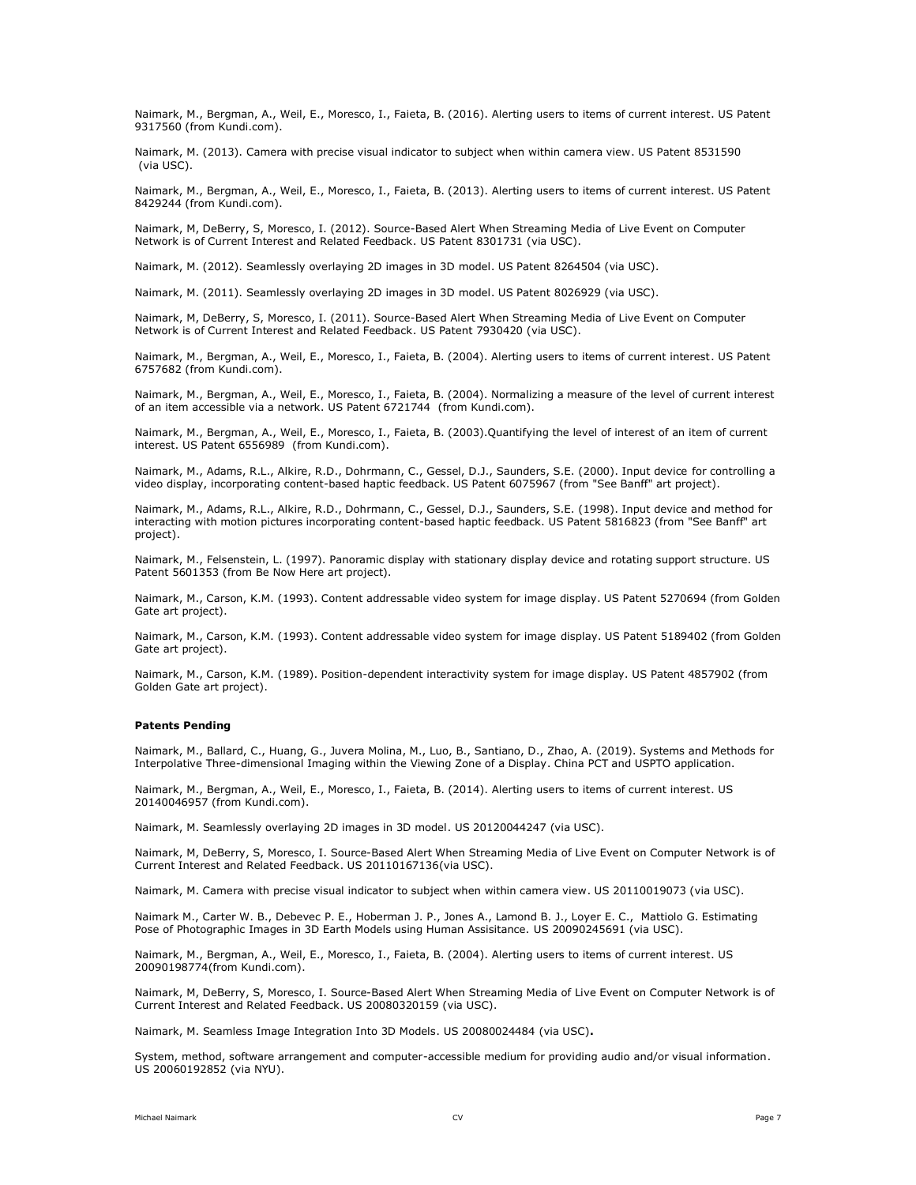Naimark, M., Bergman, A., Weil, E., Moresco, I., Faieta, B. (2016). Alerting users to items of current interest. US Patent 9317560 (from Kundi.com).

Naimark, M. (2013). Camera with precise visual indicator to subject when within camera view. US Patent 8531590 (via USC).

Naimark, M., Bergman, A., Weil, E., Moresco, I., Faieta, B. (2013). Alerting users to items of current interest. US Patent 8429244 (from Kundi.com).

Naimark, M, DeBerry, S, Moresco, I. (2012). Source-Based Alert When Streaming Media of Live Event on Computer Network is of Current Interest and Related Feedback. US Patent 8301731 (via USC).

Naimark, M. (2012). Seamlessly overlaying 2D images in 3D model. US Patent 8264504 (via USC).

Naimark, M. (2011). Seamlessly overlaying 2D images in 3D model. US Patent 8026929 (via USC).

Naimark, M, DeBerry, S, Moresco, I. (2011). Source-Based Alert When Streaming Media of Live Event on Computer Network is of Current Interest and Related Feedback. US Patent 7930420 (via USC).

Naimark, M., Bergman, A., Weil, E., Moresco, I., Faieta, B. (2004). Alerting users to items of current interest. US Patent 6757682 (from Kundi.com).

Naimark, M., Bergman, A., Weil, E., Moresco, I., Faieta, B. (2004). Normalizing a measure of the level of current interest of an item accessible via a network. US Patent 6721744 (from Kundi.com).

Naimark, M., Bergman, A., Weil, E., Moresco, I., Faieta, B. (2003).Quantifying the level of interest of an item of current interest. US Patent 6556989 (from Kundi.com).

Naimark, M., Adams, R.L., Alkire, R.D., Dohrmann, C., Gessel, D.J., Saunders, S.E. (2000). Input device for controlling a video display, incorporating content-based haptic feedback. US Patent 6075967 (from "See Banff" art project).

Naimark, M., Adams, R.L., Alkire, R.D., Dohrmann, C., Gessel, D.J., Saunders, S.E. (1998). Input device and method for interacting with motion pictures incorporating content-based haptic feedback. US Patent 5816823 (from "See Banff" art project).

Naimark, M., Felsenstein, L. (1997). Panoramic display with stationary display device and rotating support structure. US Patent 5601353 (from Be Now Here art project).

Naimark, M., Carson, K.M. (1993). Content addressable video system for image display. US Patent 5270694 (from Golden Gate art project).

Naimark, M., Carson, K.M. (1993). Content addressable video system for image display. US Patent 5189402 (from Golden Gate art project).

Naimark, M., Carson, K.M. (1989). Position-dependent interactivity system for image display. US Patent 4857902 (from Golden Gate art project).

**Patents Pending**

Naimark, M., Ballard, C., Huang, G., Juvera Molina, M., Luo, B., Santiano, D., Zhao, A. (2019). Systems and Methods for Interpolative Three-dimensional Imaging within the Viewing Zone of a Display. China PCT and USPTO application.

Naimark, M., Bergman, A., Weil, E., Moresco, I., Faieta, B. (2014). Alerting users to items of current interest. US 20140046957 (from Kundi.com).

Naimark, M. Seamlessly overlaying 2D images in 3D model. US 20120044247 (via USC).

Naimark, M, DeBerry, S, Moresco, I. Source-Based Alert When Streaming Media of Live Event on Computer Network is of Current Interest and Related Feedback. US 20110167136(via USC).

Naimark, M. Camera with precise visual indicator to subject when within camera view. US 20110019073 (via USC).

Naimark M., Carter W. B., Debevec P. E., Hoberman J. P., Jones A., Lamond B. J., Loyer E. C., Mattiolo G. Estimating Pose of Photographic Images in 3D Earth Models using Human Assisitance. US 20090245691 (via USC).

Naimark, M., Bergman, A., Weil, E., Moresco, I., Faieta, B. (2004). Alerting users to items of current interest. US 20090198774(from Kundi.com).

Naimark, M, DeBerry, S, Moresco, I. Source-Based Alert When Streaming Media of Live Event on Computer Network is of Current Interest and Related Feedback. US 20080320159 (via USC).

Naimark, M. Seamless Image Integration Into 3D Models. US 20080024484 (via USC).

System, method, software arrangement and computer-accessible medium for providing audio and/or visual information. US 20060192852 (via NYU).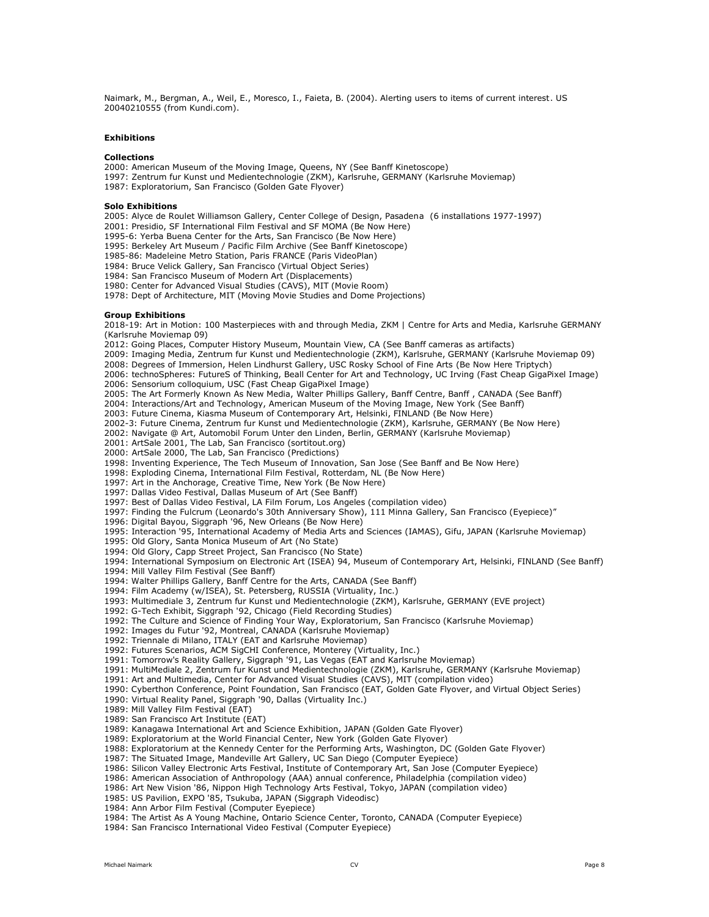Naimark, M., Bergman, A., Weil, E., Moresco, I., Faieta, B. (2004). Alerting users to items of current interest. US 20040210555 (from Kundi.com).

## Exhibitions

### Collections

2000: American Museum of the Moving Image, Queens, NY (See Banff Kinetoscope)
1997: Zentrum fur Kunst und Medientechnologie (ZKM), Karlsruhe, GERMANY (Karlsruhe Moviemap)
1987: Exploratorium, San Francisco (Golden Gate Flyover)

### Solo Exhibitions

2005: Alyce de Roulet Williamson Gallery, Center College of Design, Pasadena (6 installations 1977-1997)
2001: Presidio, SF International Film Festival and SF MOMA (Be Now Here)
1995-6: Yerba Buena Center for the Arts, San Francisco (Be Now Here)
1995: Berkeley Art Museum / Pacific Film Archive (See Banff Kinetoscope)
1985-86: Madeleine Metro Station, Paris FRANCE (Paris VideoPlan)
1984: Bruce Velick Gallery, San Francisco (Virtual Object Series)
1984: San Francisco Museum of Modern Art (Displacements)
1980: Center for Advanced Visual Studies (CAVS), MIT (Movie Room)
1978: Dept of Architecture, MIT (Moving Movie Studies and Dome Projections)

### Group Exhibitions

2018-19: Art in Motion: 100 Masterpieces with and through Media, ZKM | Centre for Arts and Media, Karlsruhe GERMANY (Karlsruhe Moviemap 09)
2012: Going Places, Computer History Museum, Mountain View, CA (See Banff cameras as artifacts)
2009: Imaging Media, Zentrum fur Kunst und Medientechnologie (ZKM), Karlsruhe, GERMANY (Karlsruhe Moviemap 09)
2008: Degrees of Immersion, Helen Lindhurst Gallery, USC Rosky School of Fine Arts (Be Now Here Triptych)
2006: technoSpheres: FutureS of Thinking, Beall Center for Art and Technology, UC Irving (Fast Cheap GigaPixel Image)
2006: Sensorium colloquium, USC (Fast Cheap GigaPixel Image)
2005: The Art Formerly Known As New Media, Walter Phillips Gallery, Banff Centre, Banff , CANADA (See Banff)
2004: Interactions/Art and Technology, American Museum of the Moving Image, New York (See Banff)
2003: Future Cinema, Kiasma Museum of Contemporary Art, Helsinki, FINLAND (Be Now Here)
2002-3: Future Cinema, Zentrum fur Kunst und Medientechnologie (ZKM), Karlsruhe, GERMANY (Be Now Here)
2002: Navigate @ Art, Automobil Forum Unter den Linden, Berlin, GERMANY (Karlsruhe Moviemap)
2001: ArtSale 2001, The Lab, San Francisco (sortitout.org)
2000: ArtSale 2000, The Lab, San Francisco (Predictions)
1998: Inventing Experience, The Tech Museum of Innovation, San Jose (See Banff and Be Now Here)
1998: Exploding Cinema, International Film Festival, Rotterdam, NL (Be Now Here)
1997: Art in the Anchorage, Creative Time, New York (Be Now Here)
1997: Dallas Video Festival, Dallas Museum of Art (See Banff)
1997: Best of Dallas Video Festival, LA Film Forum, Los Angeles (compilation video)
1997: Finding the Fulcrum (Leonardo's 30th Anniversary Show), 111 Minna Gallery, San Francisco (Eyepiece)"
1996: Digital Bayou, Siggraph '96, New Orleans (Be Now Here)
1995: Interaction '95, International Academy of Media Arts and Sciences (IAMAS), Gifu, JAPAN (Karlsruhe Moviemap)
1995: Old Glory, Santa Monica Museum of Art (No State)
1994: Old Glory, Capp Street Project, San Francisco (No State)
1994: International Symposium on Electronic Art (ISEA) 94, Museum of Contemporary Art, Helsinki, FINLAND (See Banff)
1994: Mill Valley Film Festival (See Banff)
1994: Walter Phillips Gallery, Banff Centre for the Arts, CANADA (See Banff)
1994: Film Academy (w/ISEA), St. Petersberg, RUSSIA (Virtuality, Inc.)
1993: Multimediale 3, Zentrum fur Kunst und Medientechnologie (ZKM), Karlsruhe, GERMANY (EVE project)
1992: G-Tech Exhibit, Siggraph '92, Chicago (Field Recording Studies)
1992: The Culture and Science of Finding Your Way, Exploratorium, San Francisco (Karlsruhe Moviemap)
1992: Images du Futur '92, Montreal, CANADA (Karlsruhe Moviemap)
1992: Triennale di Milano, ITALY (EAT and Karlsruhe Moviemap)
1992: Futures Scenarios, ACM SigCHI Conference, Monterey (Virtuality, Inc.)
1991: Tomorrow's Reality Gallery, Siggraph '91, Las Vegas (EAT and Karlsruhe Moviemap)
1991: MultiMediale 2, Zentrum fur Kunst und Medientechnologie (ZKM), Karlsruhe, GERMANY (Karlsruhe Moviemap)
1991: Art and Multimedia, Center for Advanced Visual Studies (CAVS), MIT (compilation video)
1990: Cyberthon Conference, Point Foundation, San Francisco (EAT, Golden Gate Flyover, and Virtual Object Series)
1990: Virtual Reality Panel, Siggraph '90, Dallas (Virtuality Inc.)
1989: Mill Valley Film Festival (EAT)
1989: San Francisco Art Institute (EAT)
1989: Kanagawa International Art and Science Exhibition, JAPAN (Golden Gate Flyover)
1989: Exploratorium at the World Financial Center, New York (Golden Gate Flyover)
1988: Exploratorium at the Kennedy Center for the Performing Arts, Washington, DC (Golden Gate Flyover)
1987: The Situated Image, Mandeville Art Gallery, UC San Diego (Computer Eyepiece)
1986: Silicon Valley Electronic Arts Festival, Institute of Contemporary Art, San Jose (Computer Eyepiece)
1986: American Association of Anthropology (AAA) annual conference, Philadelphia (compilation video)
1986: Art New Vision '86, Nippon High Technology Arts Festival, Tokyo, JAPAN (compilation video)
1985: US Pavilion, EXPO '85, Tsukuba, JAPAN (Siggraph Videodisc)
1984: Ann Arbor Film Festival (Computer Eyepiece)
1984: The Artist As A Young Machine, Ontario Science Center, Toronto, CANADA (Computer Eyepiece)
1984: San Francisco International Video Festival (Computer Eyepiece)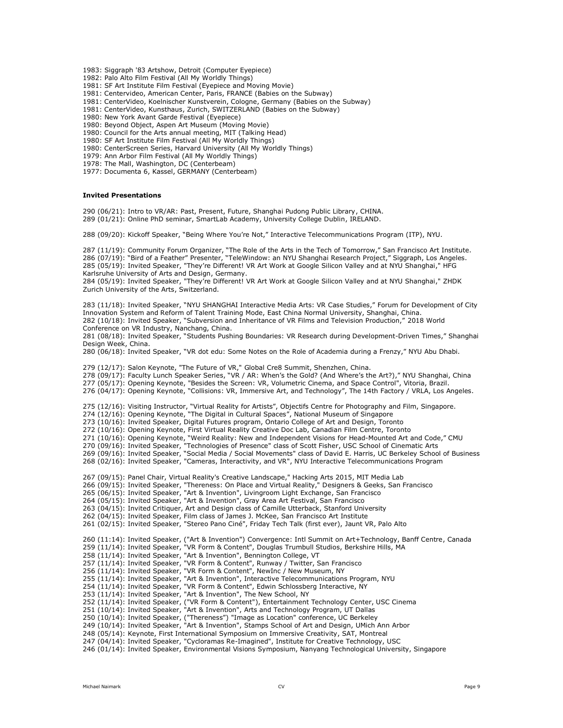1983: Siggraph '83 Artshow, Detroit (Computer Eyepiece)
1982: Palo Alto Film Festival (All My Worldly Things)
1981: SF Art Institute Film Festival (Eyepiece and Moving Movie)
1981: Centervideo, American Center, Paris, FRANCE (Babies on the Subway)
1981: CenterVideo, Koelnischer Kunstverein, Cologne, Germany (Babies on the Subway)
1981: CenterVideo, Kunsthaus, Zurich, SWITZERLAND (Babies on the Subway)
1980: New York Avant Garde Festival (Eyepiece)
1980: Beyond Object, Aspen Art Museum (Moving Movie)
1980: Council for the Arts annual meeting, MIT (Talking Head)
1980: SF Art Institute Film Festival (All My Worldly Things)
1980: CenterScreen Series, Harvard University (All My Worldly Things)
1979: Ann Arbor Film Festival (All My Worldly Things)
1978: The Mall, Washington, DC (Centerbeam)
1977: Documenta 6, Kassel, GERMANY (Centerbeam)

**Invited Presentations**

290 (06/21): Intro to VR/AR: Past, Present, Future, Shanghai Pudong Public Library, CHINA.
289 (01/21): Online PhD seminar, SmartLab Academy, University College Dublin, IRELAND.

288 (09/20): Kickoff Speaker, "Being Where You're Not," Interactive Telecommunications Program (ITP), NYU.

287 (11/19): Community Forum Organizer, "The Role of the Arts in the Tech of Tomorrow," San Francisco Art Institute.
286 (07/19): "Bird of a Feather" Presenter, "TeleWindow: an NYU Shanghai Research Project," Siggraph, Los Angeles.
285 (05/19): Invited Speaker, "They're Different! VR Art Work at Google Silicon Valley and at NYU Shanghai," HFG Karlsruhe University of Arts and Design, Germany.
284 (05/19): Invited Speaker, "They're Different! VR Art Work at Google Silicon Valley and at NYU Shanghai," ZHDK Zurich University of the Arts, Switzerland.

283 (11/18): Invited Speaker, "NYU SHANGHAI Interactive Media Arts: VR Case Studies," Forum for Development of City Innovation System and Reform of Talent Training Mode, East China Normal University, Shanghai, China.
282 (10/18): Invited Speaker, "Subversion and Inheritance of VR Films and Television Production," 2018 World Conference on VR Industry, Nanchang, China.
281 (08/18): Invited Speaker, "Students Pushing Boundaries: VR Research during Development-Driven Times," Shanghai Design Week, China.
280 (06/18): Invited Speaker, "VR dot edu: Some Notes on the Role of Academia during a Frenzy," NYU Abu Dhabi.

279 (12/17): Salon Keynote, "The Future of VR," Global Cre8 Summit, Shenzhen, China.
278 (09/17): Faculty Lunch Speaker Series, "VR / AR: When's the Gold? (And Where's the Art?)," NYU Shanghai, China
277 (05/17): Opening Keynote, "Besides the Screen: VR, Volumetric Cinema, and Space Control", Vitoria, Brazil.
276 (04/17): Opening Keynote, "Collisions: VR, Immersive Art, and Technology", The 14th Factory / VRLA, Los Angeles.

275 (12/16): Visiting Instructor, "Virtual Reality for Artists", Objectifs Centre for Photography and Film, Singapore.
274 (12/16): Opening Keynote, "The Digital in Cultural Spaces", National Museum of Singapore
273 (10/16): Invited Speaker, Digital Futures program, Ontario College of Art and Design, Toronto
272 (10/16): Opening Keynote, First Virtual Reality Creative Doc Lab, Canadian Film Centre, Toronto
271 (10/16): Opening Keynote, "Weird Reality: New and Independent Visions for Head-Mounted Art and Code," CMU
270 (09/16): Invited Speaker, "Technologies of Presence" class of Scott Fisher, USC School of Cinematic Arts
269 (09/16): Invited Speaker, "Social Media / Social Movements" class of David E. Harris, UC Berkeley School of Business
268 (02/16): Invited Speaker, "Cameras, Interactivity, and VR", NYU Interactive Telecommunications Program

267 (09/15): Panel Chair, Virtual Reality's Creative Landscape," Hacking Arts 2015, MIT Media Lab
266 (09/15): Invited Speaker, "Thereness: On Place and Virtual Reality," Designers & Geeks, San Francisco
265 (06/15): Invited Speaker, "Art & Invention", Livingroom Light Exchange, San Francisco
264 (05/15): Invited Speaker, "Art & Invention", Gray Area Art Festival, San Francisco
263 (04/15): Invited Critiquer, Art and Design class of Camille Utterback, Stanford University
262 (04/15): Invited Speaker, Film class of James J. McKee, San Francisco Art Institute
261 (02/15): Invited Speaker, "Stereo Pano Ciné", Friday Tech Talk (first ever), Jaunt VR, Palo Alto

260 (11:14): Invited Speaker, ("Art & Invention") Convergence: Intl Summit on Art+Technology, Banff Centre, Canada
259 (11/14): Invited Speaker, "VR Form & Content", Douglas Trumbull Studios, Berkshire Hills, MA
258 (11/14): Invited Speaker, "Art & Invention", Bennington College, VT
257 (11/14): Invited Speaker, "VR Form & Content", Runway / Twitter, San Francisco
256 (11/14): Invited Speaker, "VR Form & Content", NewInc / New Museum, NY
255 (11/14): Invited Speaker, "Art & Invention", Interactive Telecommunications Program, NYU
254 (11/14): Invited Speaker, "VR Form & Content", Edwin Schlossberg Interactive, NY
253 (11/14): Invited Speaker, "Art & Invention", The New School, NY
252 (11/14): Invited Speaker, ("VR Form & Content"), Entertainment Technology Center, USC Cinema
251 (10/14): Invited Speaker, "Art & Invention", Arts and Technology Program, UT Dallas
250 (10/14): Invited Speaker, ("Thereness") "Image as Location" conference, UC Berkeley
249 (10/14): Invited Speaker, "Art & Invention", Stamps School of Art and Design, UMich Ann Arbor
248 (05/14): Keynote, First International Symposium on Immersive Creativity, SAT, Montreal
247 (04/14): Invited Speaker, "Cycloramas Re-Imagined", Institute for Creative Technology, USC
246 (01/14): Invited Speaker, Environmental Visions Symposium, Nanyang Technological University, Singapore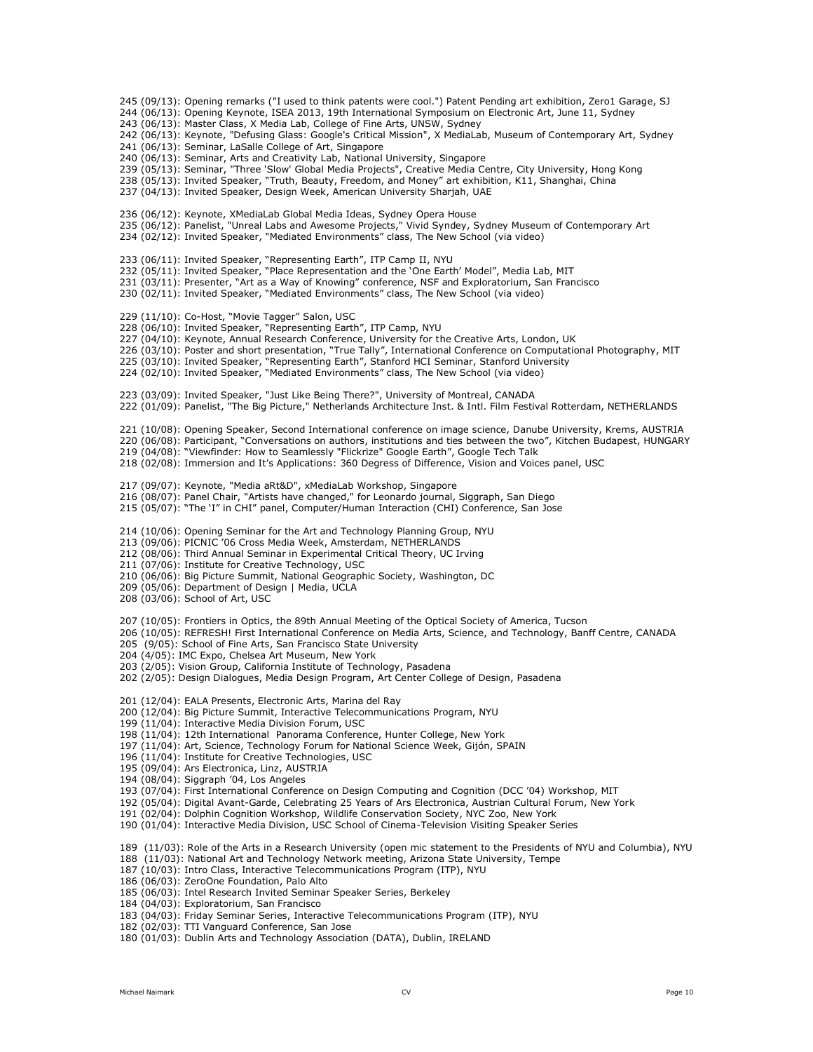245 (09/13): Opening remarks ("I used to think patents were cool.") Patent Pending art exhibition, Zero1 Garage, SJ
244 (06/13): Opening Keynote, ISEA 2013, 19th International Symposium on Electronic Art, June 11, Sydney
243 (06/13): Master Class, X Media Lab, College of Fine Arts, UNSW, Sydney
242 (06/13): Keynote, "Defusing Glass: Google's Critical Mission", X MediaLab, Museum of Contemporary Art, Sydney
241 (06/13): Seminar, LaSalle College of Art, Singapore
240 (06/13): Seminar, Arts and Creativity Lab, National University, Singapore
239 (05/13): Seminar, "Three 'Slow' Global Media Projects", Creative Media Centre, City University, Hong Kong
238 (05/13): Invited Speaker, "Truth, Beauty, Freedom, and Money" art exhibition, K11, Shanghai, China
237 (04/13): Invited Speaker, Design Week, American University Sharjah, UAE

236 (06/12): Keynote, XMediaLab Global Media Ideas, Sydney Opera House
235 (06/12): Panelist, "Unreal Labs and Awesome Projects," Vivid Syndey, Sydney Museum of Contemporary Art
234 (02/12): Invited Speaker, "Mediated Environments" class, The New School (via video)

233 (06/11): Invited Speaker, "Representing Earth", ITP Camp II, NYU
232 (05/11): Invited Speaker, "Place Representation and the 'One Earth' Model", Media Lab, MIT
231 (03/11): Presenter, "Art as a Way of Knowing" conference, NSF and Exploratorium, San Francisco
230 (02/11): Invited Speaker, "Mediated Environments" class, The New School (via video)

229 (11/10): Co-Host, "Movie Tagger" Salon, USC
228 (06/10): Invited Speaker, "Representing Earth", ITP Camp, NYU
227 (04/10): Keynote, Annual Research Conference, University for the Creative Arts, London, UK
226 (03/10): Poster and short presentation, "True Tally", International Conference on Computational Photography, MIT
225 (03/10): Invited Speaker, "Representing Earth", Stanford HCI Seminar, Stanford University
224 (02/10): Invited Speaker, "Mediated Environments" class, The New School (via video)

223 (03/09): Invited Speaker, "Just Like Being There?", University of Montreal, CANADA
222 (01/09): Panelist, "The Big Picture," Netherlands Architecture Inst. & Intl. Film Festival Rotterdam, NETHERLANDS

221 (10/08): Opening Speaker, Second International conference on image science, Danube University, Krems, AUSTRIA
220 (06/08): Participant, "Conversations on authors, institutions and ties between the two", Kitchen Budapest, HUNGARY
219 (04/08): "Viewfinder: How to Seamlessly "Flickrize" Google Earth", Google Tech Talk
218 (02/08): Immersion and It's Applications: 360 Degress of Difference, Vision and Voices panel, USC

217 (09/07): Keynote, "Media aRt&D", xMediaLab Workshop, Singapore
216 (08/07): Panel Chair, "Artists have changed," for Leonardo journal, Siggraph, San Diego
215 (05/07): "The 'I" in CHI" panel, Computer/Human Interaction (CHI) Conference, San Jose

214 (10/06): Opening Seminar for the Art and Technology Planning Group, NYU
213 (09/06): PICNIC '06 Cross Media Week, Amsterdam, NETHERLANDS
212 (08/06): Third Annual Seminar in Experimental Critical Theory, UC Irving
211 (07/06): Institute for Creative Technology, USC
210 (06/06): Big Picture Summit, National Geographic Society, Washington, DC
209 (05/06): Department of Design | Media, UCLA
208 (03/06): School of Art, USC

207 (10/05): Frontiers in Optics, the 89th Annual Meeting of the Optical Society of America, Tucson
206 (10/05): REFRESH! First International Conference on Media Arts, Science, and Technology, Banff Centre, CANADA
205 (9/05): School of Fine Arts, San Francisco State University
204 (4/05): IMC Expo, Chelsea Art Museum, New York
203 (2/05): Vision Group, California Institute of Technology, Pasadena
202 (2/05): Design Dialogues, Media Design Program, Art Center College of Design, Pasadena

201 (12/04): EALA Presents, Electronic Arts, Marina del Ray
200 (12/04): Big Picture Summit, Interactive Telecommunications Program, NYU
199 (11/04): Interactive Media Division Forum, USC
198 (11/04): 12th International Panorama Conference, Hunter College, New York
197 (11/04): Art, Science, Technology Forum for National Science Week, Gijón, SPAIN
196 (11/04): Institute for Creative Technologies, USC
195 (09/04): Ars Electronica, Linz, AUSTRIA
194 (08/04): Siggraph '04, Los Angeles
193 (07/04): First International Conference on Design Computing and Cognition (DCC '04) Workshop, MIT
192 (05/04): Digital Avant-Garde, Celebrating 25 Years of Ars Electronica, Austrian Cultural Forum, New York
191 (02/04): Dolphin Cognition Workshop, Wildlife Conservation Society, NYC Zoo, New York
190 (01/04): Interactive Media Division, USC School of Cinema-Television Visiting Speaker Series

189 (11/03): Role of the Arts in a Research University (open mic statement to the Presidents of NYU and Columbia), NYU
188 (11/03): National Art and Technology Network meeting, Arizona State University, Tempe
187 (10/03): Intro Class, Interactive Telecommunications Program (ITP), NYU
186 (06/03): ZeroOne Foundation, Palo Alto
185 (06/03): Intel Research Invited Seminar Speaker Series, Berkeley
184 (04/03): Exploratorium, San Francisco
183 (04/03): Friday Seminar Series, Interactive Telecommunications Program (ITP), NYU
182 (02/03): TTI Vanguard Conference, San Jose
180 (01/03): Dublin Arts and Technology Association (DATA), Dublin, IRELAND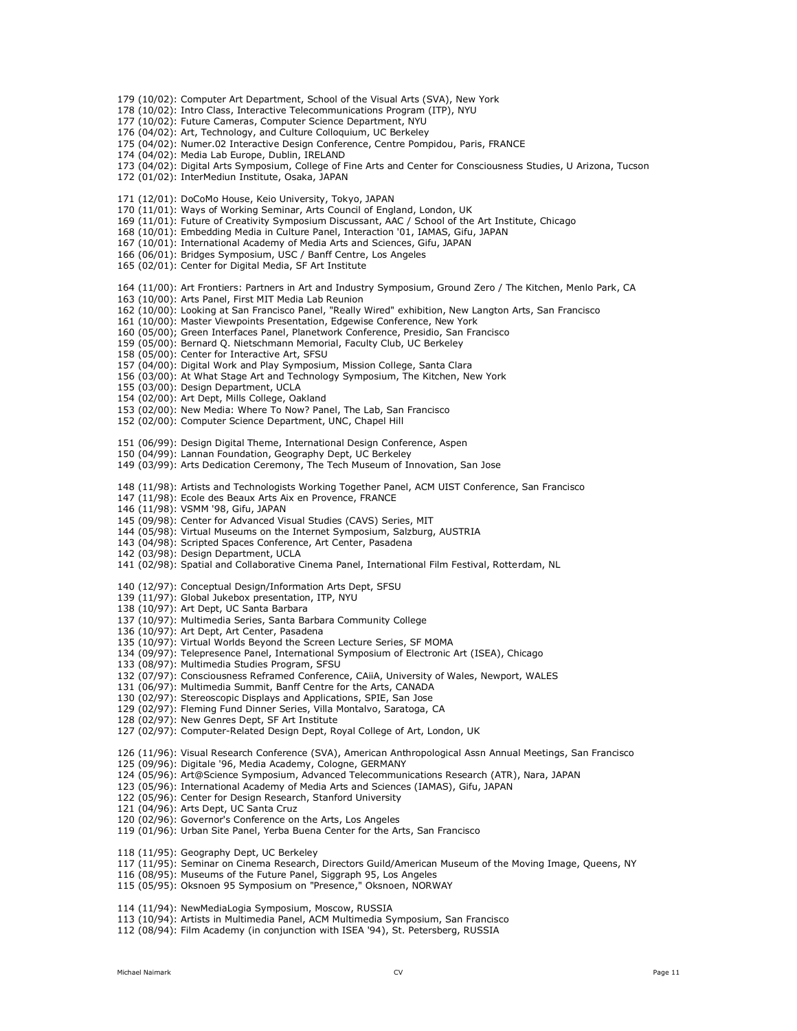179 (10/02): Computer Art Department, School of the Visual Arts (SVA), New York
178 (10/02): Intro Class, Interactive Telecommunications Program (ITP), NYU
177 (10/02): Future Cameras, Computer Science Department, NYU
176 (04/02): Art, Technology, and Culture Colloquium, UC Berkeley
175 (04/02): Numer.02 Interactive Design Conference, Centre Pompidou, Paris, FRANCE
174 (04/02): Media Lab Europe, Dublin, IRELAND
173 (04/02): Digital Arts Symposium, College of Fine Arts and Center for Consciousness Studies, U Arizona, Tucson
172 (01/02): InterMediun Institute, Osaka, JAPAN

171 (12/01): DoCoMo House, Keio University, Tokyo, JAPAN
170 (11/01): Ways of Working Seminar, Arts Council of England, London, UK
169 (11/01): Future of Creativity Symposium Discussant, AAC / School of the Art Institute, Chicago
168 (10/01): Embedding Media in Culture Panel, Interaction '01, IAMAS, Gifu, JAPAN
167 (10/01): International Academy of Media Arts and Sciences, Gifu, JAPAN
166 (06/01): Bridges Symposium, USC / Banff Centre, Los Angeles
165 (02/01): Center for Digital Media, SF Art Institute

164 (11/00): Art Frontiers: Partners in Art and Industry Symposium, Ground Zero / The Kitchen, Menlo Park, CA
163 (10/00): Arts Panel, First MIT Media Lab Reunion
162 (10/00): Looking at San Francisco Panel, "Really Wired" exhibition, New Langton Arts, San Francisco
161 (10/00): Master Viewpoints Presentation, Edgewise Conference, New York
160 (05/00); Green Interfaces Panel, Planetwork Conference, Presidio, San Francisco
159 (05/00): Bernard Q. Nietschmann Memorial, Faculty Club, UC Berkeley
158 (05/00): Center for Interactive Art, SFSU
157 (04/00): Digital Work and Play Symposium, Mission College, Santa Clara
156 (03/00): At What Stage Art and Technology Symposium, The Kitchen, New York
155 (03/00): Design Department, UCLA
154 (02/00): Art Dept, Mills College, Oakland
153 (02/00): New Media: Where To Now? Panel, The Lab, San Francisco
152 (02/00): Computer Science Department, UNC, Chapel Hill

151 (06/99): Design Digital Theme, International Design Conference, Aspen
150 (04/99): Lannan Foundation, Geography Dept, UC Berkeley
149 (03/99): Arts Dedication Ceremony, The Tech Museum of Innovation, San Jose

148 (11/98): Artists and Technologists Working Together Panel, ACM UIST Conference, San Francisco
147 (11/98): Ecole des Beaux Arts Aix en Provence, FRANCE
146 (11/98): VSMM '98, Gifu, JAPAN
145 (09/98): Center for Advanced Visual Studies (CAVS) Series, MIT
144 (05/98): Virtual Museums on the Internet Symposium, Salzburg, AUSTRIA
143 (04/98): Scripted Spaces Conference, Art Center, Pasadena
142 (03/98): Design Department, UCLA
141 (02/98): Spatial and Collaborative Cinema Panel, International Film Festival, Rotterdam, NL

140 (12/97): Conceptual Design/Information Arts Dept, SFSU
139 (11/97): Global Jukebox presentation, ITP, NYU
138 (10/97): Art Dept, UC Santa Barbara
137 (10/97): Multimedia Series, Santa Barbara Community College
136 (10/97): Art Dept, Art Center, Pasadena
135 (10/97): Virtual Worlds Beyond the Screen Lecture Series, SF MOMA
134 (09/97): Telepresence Panel, International Symposium of Electronic Art (ISEA), Chicago
133 (08/97): Multimedia Studies Program, SFSU
132 (07/97): Consciousness Reframed Conference, CAiiA, University of Wales, Newport, WALES
131 (06/97): Multimedia Summit, Banff Centre for the Arts, CANADA
130 (02/97): Stereoscopic Displays and Applications, SPIE, San Jose
129 (02/97): Fleming Fund Dinner Series, Villa Montalvo, Saratoga, CA
128 (02/97): New Genres Dept, SF Art Institute
127 (02/97): Computer-Related Design Dept, Royal College of Art, London, UK

126 (11/96): Visual Research Conference (SVA), American Anthropological Assn Annual Meetings, San Francisco
125 (09/96): Digitale '96, Media Academy, Cologne, GERMANY
124 (05/96): Art@Science Symposium, Advanced Telecommunications Research (ATR), Nara, JAPAN
123 (05/96): International Academy of Media Arts and Sciences (IAMAS), Gifu, JAPAN
122 (05/96): Center for Design Research, Stanford University
121 (04/96): Arts Dept, UC Santa Cruz
120 (02/96): Governor's Conference on the Arts, Los Angeles
119 (01/96): Urban Site Panel, Yerba Buena Center for the Arts, San Francisco

118 (11/95): Geography Dept, UC Berkeley
117 (11/95): Seminar on Cinema Research, Directors Guild/American Museum of the Moving Image, Queens, NY
116 (08/95): Museums of the Future Panel, Siggraph 95, Los Angeles
115 (05/95): Oksnoen 95 Symposium on "Presence," Oksnoen, NORWAY

114 (11/94): NewMediaLogia Symposium, Moscow, RUSSIA
113 (10/94): Artists in Multimedia Panel, ACM Multimedia Symposium, San Francisco
112 (08/94): Film Academy (in conjunction with ISEA '94), St. Petersberg, RUSSIA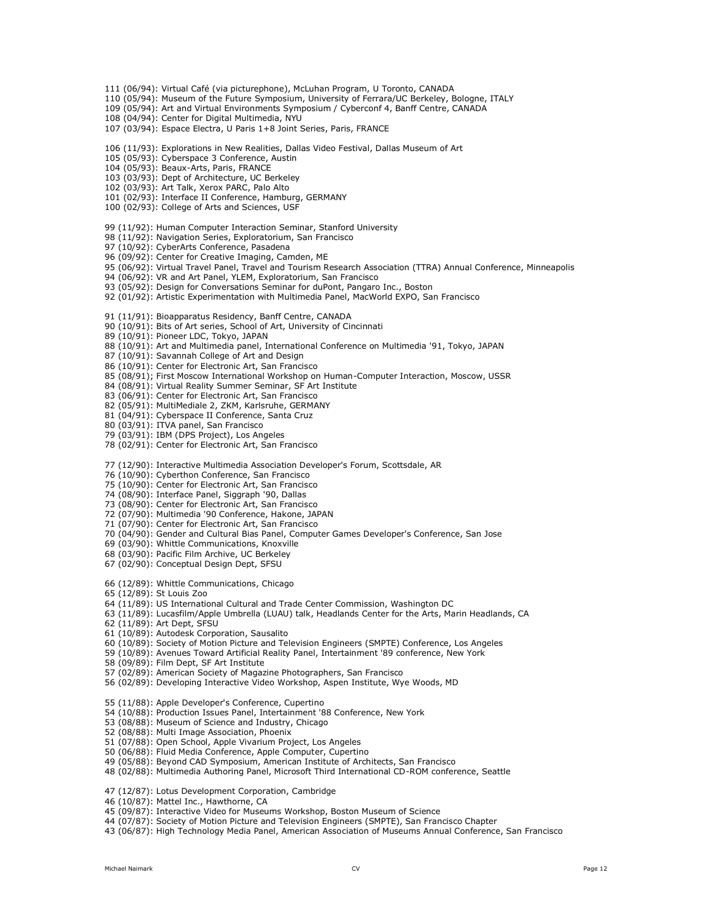111 (06/94): Virtual Café (via picturephone), McLuhan Program, U Toronto, CANADA
110 (05/94): Museum of the Future Symposium, University of Ferrara/UC Berkeley, Bologne, ITALY
109 (05/94): Art and Virtual Environments Symposium / Cyberconf 4, Banff Centre, CANADA
108 (04/94): Center for Digital Multimedia, NYU
107 (03/94): Espace Electra, U Paris 1+8 Joint Series, Paris, FRANCE

106 (11/93): Explorations in New Realities, Dallas Video Festival, Dallas Museum of Art
105 (05/93): Cyberspace 3 Conference, Austin
104 (05/93): Beaux-Arts, Paris, FRANCE
103 (03/93): Dept of Architecture, UC Berkeley
102 (03/93): Art Talk, Xerox PARC, Palo Alto
101 (02/93): Interface II Conference, Hamburg, GERMANY
100 (02/93): College of Arts and Sciences, USF

99 (11/92): Human Computer Interaction Seminar, Stanford University
98 (11/92): Navigation Series, Exploratorium, San Francisco
97 (10/92): CyberArts Conference, Pasadena
96 (09/92): Center for Creative Imaging, Camden, ME
95 (06/92): Virtual Travel Panel, Travel and Tourism Research Association (TTRA) Annual Conference, Minneapolis
94 (06/92): VR and Art Panel, YLEM, Exploratorium, San Francisco
93 (05/92): Design for Conversations Seminar for duPont, Pangaro Inc., Boston
92 (01/92): Artistic Experimentation with Multimedia Panel, MacWorld EXPO, San Francisco

91 (11/91): Bioapparatus Residency, Banff Centre, CANADA
90 (10/91): Bits of Art series, School of Art, University of Cincinnati
89 (10/91): Pioneer LDC, Tokyo, JAPAN
88 (10/91): Art and Multimedia panel, International Conference on Multimedia '91, Tokyo, JAPAN
87 (10/91): Savannah College of Art and Design
86 (10/91): Center for Electronic Art, San Francisco
85 (08/91); First Moscow International Workshop on Human-Computer Interaction, Moscow, USSR
84 (08/91): Virtual Reality Summer Seminar, SF Art Institute
83 (06/91): Center for Electronic Art, San Francisco
82 (05/91): MultiMediale 2, ZKM, Karlsruhe, GERMANY
81 (04/91): Cyberspace II Conference, Santa Cruz
80 (03/91): ITVA panel, San Francisco
79 (03/91): IBM (DPS Project), Los Angeles
78 (02/91): Center for Electronic Art, San Francisco

77 (12/90): Interactive Multimedia Association Developer's Forum, Scottsdale, AR
76 (10/90): Cyberthon Conference, San Francisco
75 (10/90): Center for Electronic Art, San Francisco
74 (08/90): Interface Panel, Siggraph '90, Dallas
73 (08/90): Center for Electronic Art, San Francisco
72 (07/90): Multimedia '90 Conference, Hakone, JAPAN
71 (07/90): Center for Electronic Art, San Francisco
70 (04/90): Gender and Cultural Bias Panel, Computer Games Developer's Conference, San Jose
69 (03/90): Whittle Communications, Knoxville
68 (03/90): Pacific Film Archive, UC Berkeley
67 (02/90): Conceptual Design Dept, SFSU

66 (12/89): Whittle Communications, Chicago
65 (12/89): St Louis Zoo
64 (11/89): US International Cultural and Trade Center Commission, Washington DC
63 (11/89): Lucasfilm/Apple Umbrella (LUAU) talk, Headlands Center for the Arts, Marin Headlands, CA
62 (11/89): Art Dept, SFSU
61 (10/89): Autodesk Corporation, Sausalito
60 (10/89): Society of Motion Picture and Television Engineers (SMPTE) Conference, Los Angeles
59 (10/89): Avenues Toward Artificial Reality Panel, Intertainment '89 conference, New York
58 (09/89): Film Dept, SF Art Institute
57 (02/89): American Society of Magazine Photographers, San Francisco
56 (02/89): Developing Interactive Video Workshop, Aspen Institute, Wye Woods, MD

55 (11/88): Apple Developer's Conference, Cupertino
54 (10/88): Production Issues Panel, Intertainment '88 Conference, New York
53 (08/88): Museum of Science and Industry, Chicago
52 (08/88): Multi Image Association, Phoenix
51 (07/88): Open School, Apple Vivarium Project, Los Angeles
50 (06/88): Fluid Media Conference, Apple Computer, Cupertino
49 (05/88): Beyond CAD Symposium, American Institute of Architects, San Francisco
48 (02/88): Multimedia Authoring Panel, Microsoft Third International CD-ROM conference, Seattle

47 (12/87): Lotus Development Corporation, Cambridge
46 (10/87): Mattel Inc., Hawthorne, CA
45 (09/87): Interactive Video for Museums Workshop, Boston Museum of Science
44 (07/87): Society of Motion Picture and Television Engineers (SMPTE), San Francisco Chapter
43 (06/87): High Technology Media Panel, American Association of Museums Annual Conference, San Francisco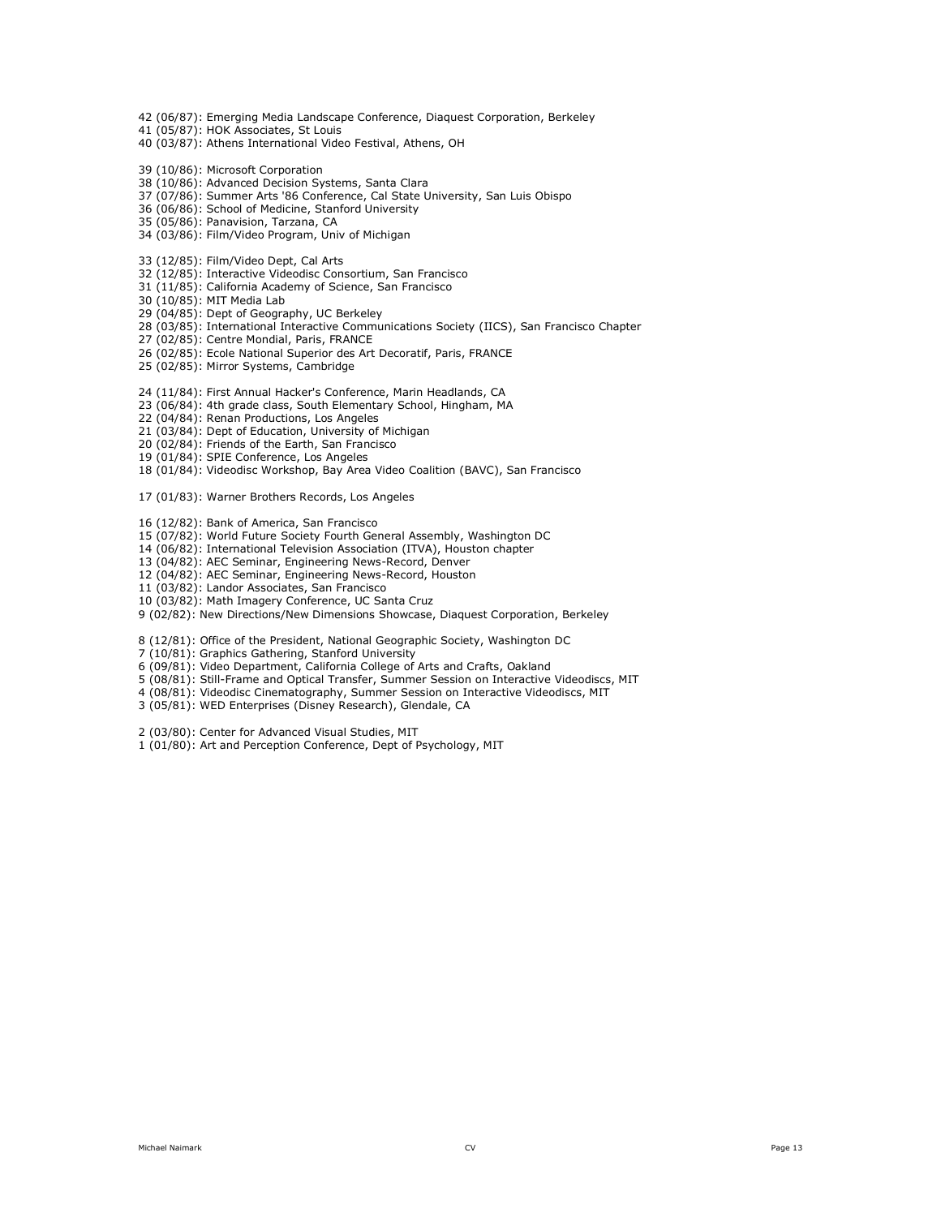42 (06/87): Emerging Media Landscape Conference, Diaquest Corporation, Berkeley
41 (05/87): HOK Associates, St Louis
40 (03/87): Athens International Video Festival, Athens, OH

39 (10/86): Microsoft Corporation
38 (10/86): Advanced Decision Systems, Santa Clara
37 (07/86): Summer Arts '86 Conference, Cal State University, San Luis Obispo
36 (06/86): School of Medicine, Stanford University
35 (05/86): Panavision, Tarzana, CA
34 (03/86): Film/Video Program, Univ of Michigan

33 (12/85): Film/Video Dept, Cal Arts
32 (12/85): Interactive Videodisc Consortium, San Francisco
31 (11/85): California Academy of Science, San Francisco
30 (10/85): MIT Media Lab
29 (04/85): Dept of Geography, UC Berkeley
28 (03/85): International Interactive Communications Society (IICS), San Francisco Chapter
27 (02/85): Centre Mondial, Paris, FRANCE
26 (02/85): Ecole National Superior des Art Decoratif, Paris, FRANCE
25 (02/85): Mirror Systems, Cambridge

24 (11/84): First Annual Hacker's Conference, Marin Headlands, CA
23 (06/84): 4th grade class, South Elementary School, Hingham, MA
22 (04/84): Renan Productions, Los Angeles
21 (03/84): Dept of Education, University of Michigan
20 (02/84): Friends of the Earth, San Francisco
19 (01/84): SPIE Conference, Los Angeles
18 (01/84): Videodisc Workshop, Bay Area Video Coalition (BAVC), San Francisco

17 (01/83): Warner Brothers Records, Los Angeles

16 (12/82): Bank of America, San Francisco
15 (07/82): World Future Society Fourth General Assembly, Washington DC
14 (06/82): International Television Association (ITVA), Houston chapter
13 (04/82): AEC Seminar, Engineering News-Record, Denver
12 (04/82): AEC Seminar, Engineering News-Record, Houston
11 (03/82): Landor Associates, San Francisco
10 (03/82): Math Imagery Conference, UC Santa Cruz
9 (02/82): New Directions/New Dimensions Showcase, Diaquest Corporation, Berkeley

8 (12/81): Office of the President, National Geographic Society, Washington DC
7 (10/81): Graphics Gathering, Stanford University
6 (09/81): Video Department, California College of Arts and Crafts, Oakland
5 (08/81): Still-Frame and Optical Transfer, Summer Session on Interactive Videodiscs, MIT
4 (08/81): Videodisc Cinematography, Summer Session on Interactive Videodiscs, MIT
3 (05/81): WED Enterprises (Disney Research), Glendale, CA

2 (03/80): Center for Advanced Visual Studies, MIT
1 (01/80): Art and Perception Conference, Dept of Psychology, MIT